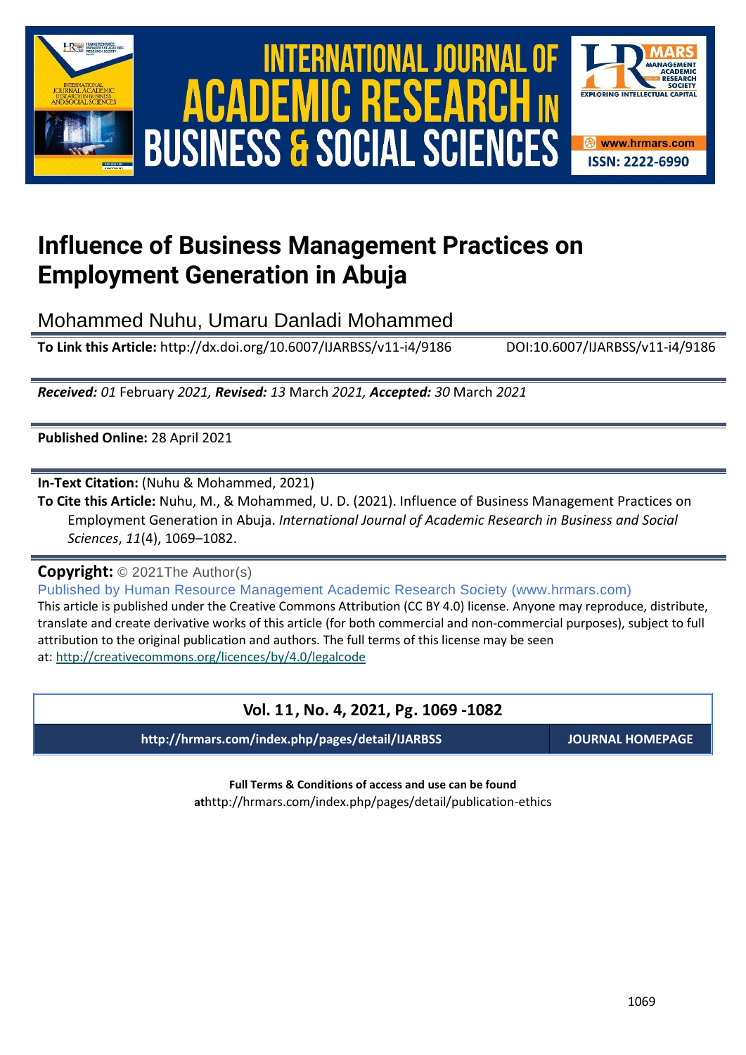# Influence of Business Management Practices on Employment Generation in Abuja

Mohammed Nuhu, Umaru Danladi Mohammed

**To Link this Article:** http://dx.doi.org/10.6007/IJARBSS/v11-i4/9186 DOI:10.6007/IJARBSS/v11-i4/9186

***Received:*** *01* February *2021*, ***Revised:*** *13* March *2021*, ***Accepted:*** *30* March *2021*

**Published Online:** 28 April 2021

**In-Text Citation:** (Nuhu & Mohammed, 2021)

**To Cite this Article:** Nuhu, M., & Mohammed, U. D. (2021). Influence of Business Management Practices on Employment Generation in Abuja. *International Journal of Academic Research in Business and Social Sciences*, *11*(4), 1069–1082.

**Copyright:** © 2021The Author(s)

Published by Human Resource Management Academic Research Society (www.hrmars.com)

This article is published under the Creative Commons Attribution (CC BY 4.0) license. Anyone may reproduce, distribute, translate and create derivative works of this article (for both commercial and non-commercial purposes), subject to full attribution to the original publication and authors. The full terms of this license may be seen at: http://creativecommons.org/licences/by/4.0/legalcode

**Vol. 11, No. 4, 2021, Pg. 1069 -1082**

**http://hrmars.com/index.php/pages/detail/IJARBSS** **JOURNAL HOMEPAGE**

**Full Terms & Conditions of access and use can be found at**http://hrmars.com/index.php/pages/detail/publication-ethics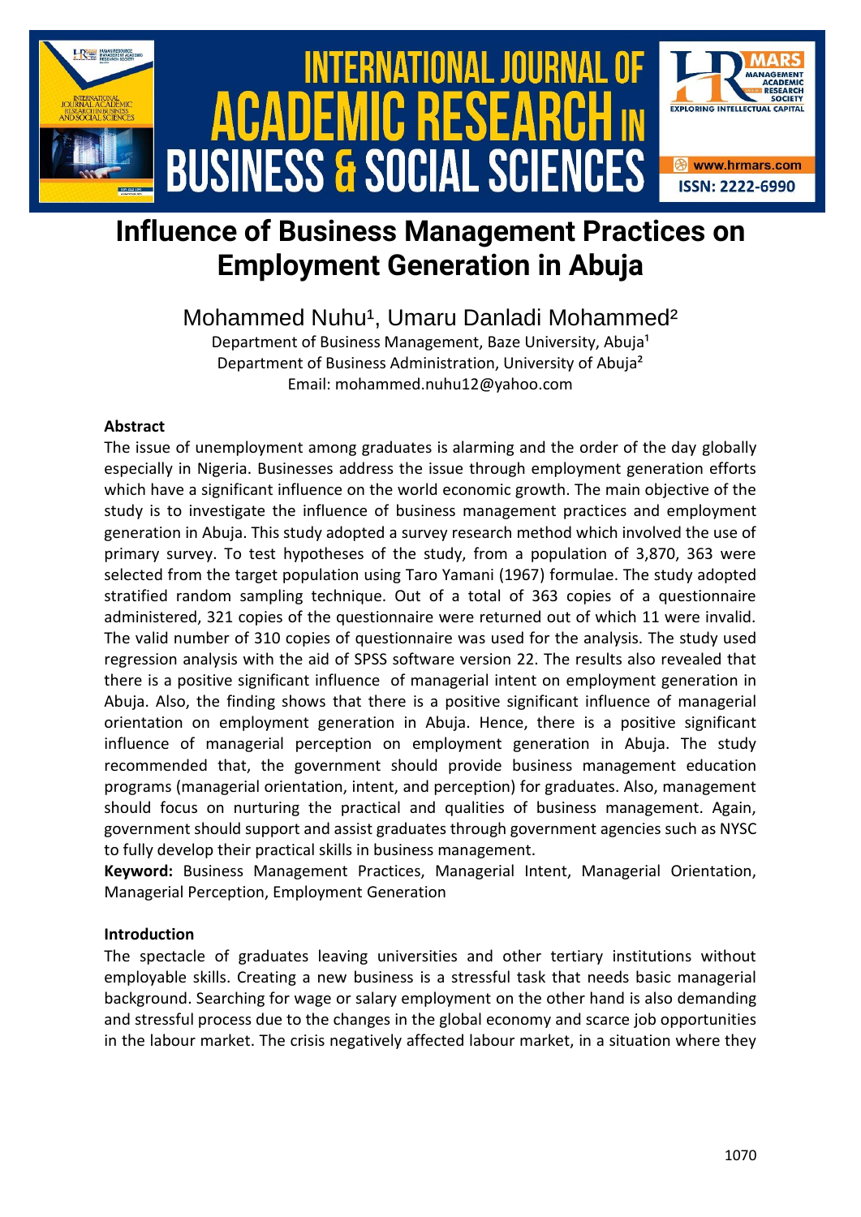# Influence of Business Management Practices on Employment Generation in Abuja

Mohammed Nuhu[1], Umaru Danladi Mohammed[2]

Department of Business Management, Baze University, Abuja[1]
Department of Business Administration, University of Abuja[2]
Email: mohammed.nuhu12@yahoo.com

**Abstract**

The issue of unemployment among graduates is alarming and the order of the day globally especially in Nigeria. Businesses address the issue through employment generation efforts which have a significant influence on the world economic growth. The main objective of the study is to investigate the influence of business management practices and employment generation in Abuja. This study adopted a survey research method which involved the use of primary survey. To test hypotheses of the study, from a population of 3,870, 363 were selected from the target population using Taro Yamani (1967) formulae. The study adopted stratified random sampling technique. Out of a total of 363 copies of a questionnaire administered, 321 copies of the questionnaire were returned out of which 11 were invalid. The valid number of 310 copies of questionnaire was used for the analysis. The study used regression analysis with the aid of SPSS software version 22. The results also revealed that there is a positive significant influence of managerial intent on employment generation in Abuja. Also, the finding shows that there is a positive significant influence of managerial orientation on employment generation in Abuja. Hence, there is a positive significant influence of managerial perception on employment generation in Abuja. The study recommended that, the government should provide business management education programs (managerial orientation, intent, and perception) for graduates. Also, management should focus on nurturing the practical and qualities of business management. Again, government should support and assist graduates through government agencies such as NYSC to fully develop their practical skills in business management.

**Keyword:** Business Management Practices, Managerial Intent, Managerial Orientation, Managerial Perception, Employment Generation

**Introduction**

The spectacle of graduates leaving universities and other tertiary institutions without employable skills. Creating a new business is a stressful task that needs basic managerial background. Searching for wage or salary employment on the other hand is also demanding and stressful process due to the changes in the global economy and scarce job opportunities in the labour market. The crisis negatively affected labour market, in a situation where they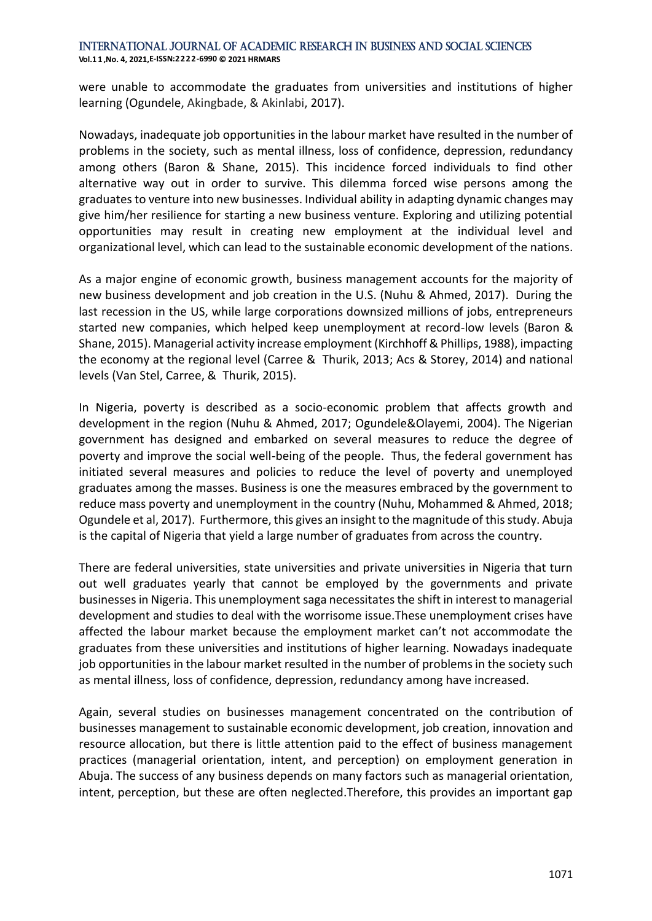were unable to accommodate the graduates from universities and institutions of higher learning (Ogundele, Akingbade, & Akinlabi, 2017).

Nowadays, inadequate job opportunities in the labour market have resulted in the number of problems in the society, such as mental illness, loss of confidence, depression, redundancy among others (Baron & Shane, 2015). This incidence forced individuals to find other alternative way out in order to survive. This dilemma forced wise persons among the graduates to venture into new businesses. Individual ability in adapting dynamic changes may give him/her resilience for starting a new business venture. Exploring and utilizing potential opportunities may result in creating new employment at the individual level and organizational level, which can lead to the sustainable economic development of the nations.

As a major engine of economic growth, business management accounts for the majority of new business development and job creation in the U.S. (Nuhu & Ahmed, 2017). During the last recession in the US, while large corporations downsized millions of jobs, entrepreneurs started new companies, which helped keep unemployment at record-low levels (Baron & Shane, 2015). Managerial activity increase employment (Kirchhoff & Phillips, 1988), impacting the economy at the regional level (Carree & Thurik, 2013; Acs & Storey, 2014) and national levels (Van Stel, Carree, & Thurik, 2015).

In Nigeria, poverty is described as a socio-economic problem that affects growth and development in the region (Nuhu & Ahmed, 2017; Ogundele&Olayemi, 2004). The Nigerian government has designed and embarked on several measures to reduce the degree of poverty and improve the social well-being of the people. Thus, the federal government has initiated several measures and policies to reduce the level of poverty and unemployed graduates among the masses. Business is one the measures embraced by the government to reduce mass poverty and unemployment in the country (Nuhu, Mohammed & Ahmed, 2018; Ogundele et al, 2017). Furthermore, this gives an insight to the magnitude of this study. Abuja is the capital of Nigeria that yield a large number of graduates from across the country.

There are federal universities, state universities and private universities in Nigeria that turn out well graduates yearly that cannot be employed by the governments and private businesses in Nigeria. This unemployment saga necessitates the shift in interest to managerial development and studies to deal with the worrisome issue.These unemployment crises have affected the labour market because the employment market can't not accommodate the graduates from these universities and institutions of higher learning. Nowadays inadequate job opportunities in the labour market resulted in the number of problems in the society such as mental illness, loss of confidence, depression, redundancy among have increased.

Again, several studies on businesses management concentrated on the contribution of businesses management to sustainable economic development, job creation, innovation and resource allocation, but there is little attention paid to the effect of business management practices (managerial orientation, intent, and perception) on employment generation in Abuja. The success of any business depends on many factors such as managerial orientation, intent, perception, but these are often neglected.Therefore, this provides an important gap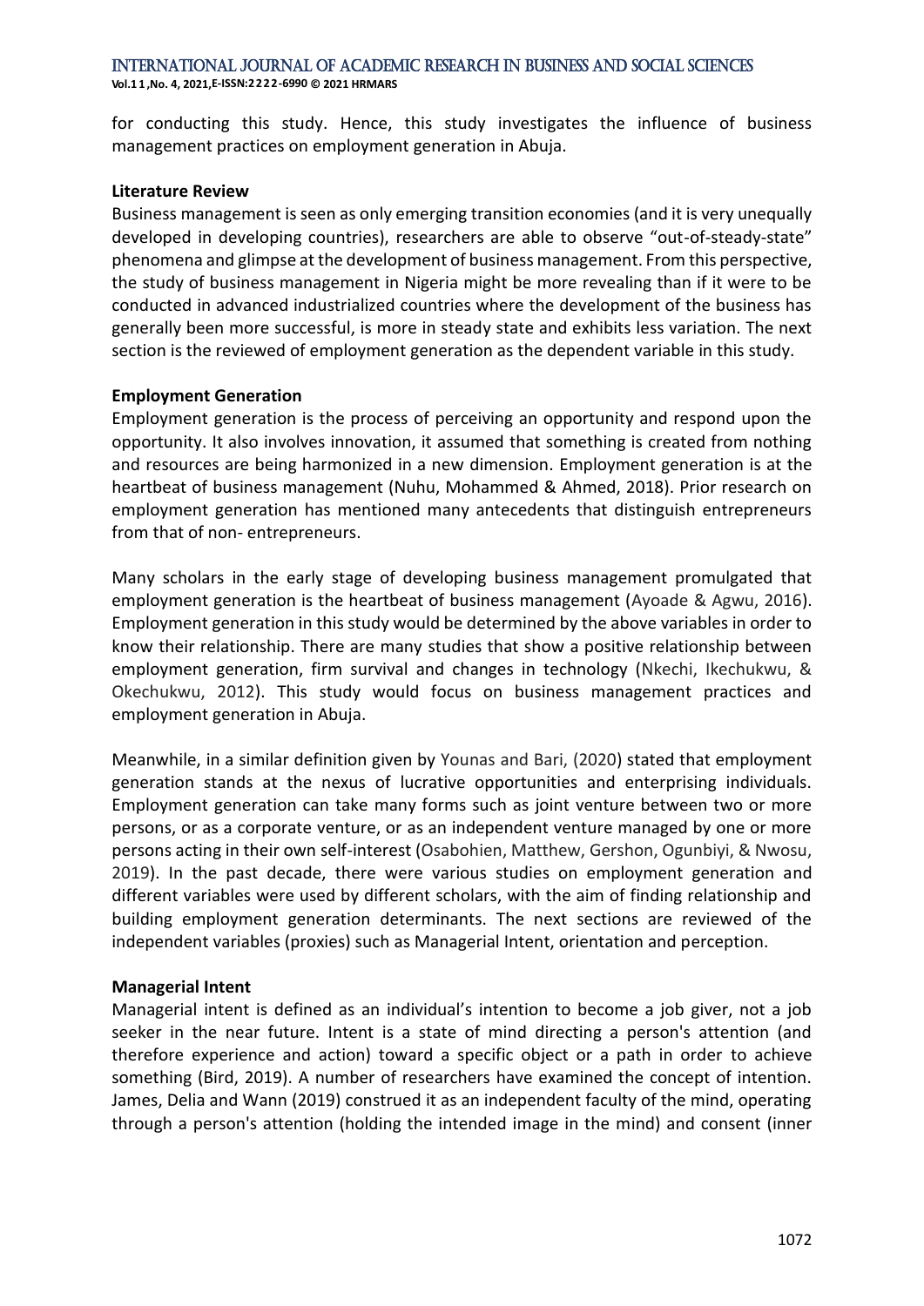for conducting this study. Hence, this study investigates the influence of business management practices on employment generation in Abuja.

**Literature Review**

Business management is seen as only emerging transition economies (and it is very unequally developed in developing countries), researchers are able to observe "out-of-steady-state" phenomena and glimpse at the development of business management. From this perspective, the study of business management in Nigeria might be more revealing than if it were to be conducted in advanced industrialized countries where the development of the business has generally been more successful, is more in steady state and exhibits less variation. The next section is the reviewed of employment generation as the dependent variable in this study.

**Employment Generation**

Employment generation is the process of perceiving an opportunity and respond upon the opportunity. It also involves innovation, it assumed that something is created from nothing and resources are being harmonized in a new dimension. Employment generation is at the heartbeat of business management (Nuhu, Mohammed & Ahmed, 2018). Prior research on employment generation has mentioned many antecedents that distinguish entrepreneurs from that of non- entrepreneurs.

Many scholars in the early stage of developing business management promulgated that employment generation is the heartbeat of business management (Ayoade & Agwu, 2016). Employment generation in this study would be determined by the above variables in order to know their relationship. There are many studies that show a positive relationship between employment generation, firm survival and changes in technology (Nkechi, Ikechukwu, & Okechukwu, 2012). This study would focus on business management practices and employment generation in Abuja.

Meanwhile, in a similar definition given by Younas and Bari, (2020) stated that employment generation stands at the nexus of lucrative opportunities and enterprising individuals. Employment generation can take many forms such as joint venture between two or more persons, or as a corporate venture, or as an independent venture managed by one or more persons acting in their own self-interest (Osabohien, Matthew, Gershon, Ogunbiyi, & Nwosu, 2019). In the past decade, there were various studies on employment generation and different variables were used by different scholars, with the aim of finding relationship and building employment generation determinants. The next sections are reviewed of the independent variables (proxies) such as Managerial Intent, orientation and perception.

**Managerial Intent**

Managerial intent is defined as an individual's intention to become a job giver, not a job seeker in the near future. Intent is a state of mind directing a person's attention (and therefore experience and action) toward a specific object or a path in order to achieve something (Bird, 2019). A number of researchers have examined the concept of intention. James, Delia and Wann (2019) construed it as an independent faculty of the mind, operating through a person's attention (holding the intended image in the mind) and consent (inner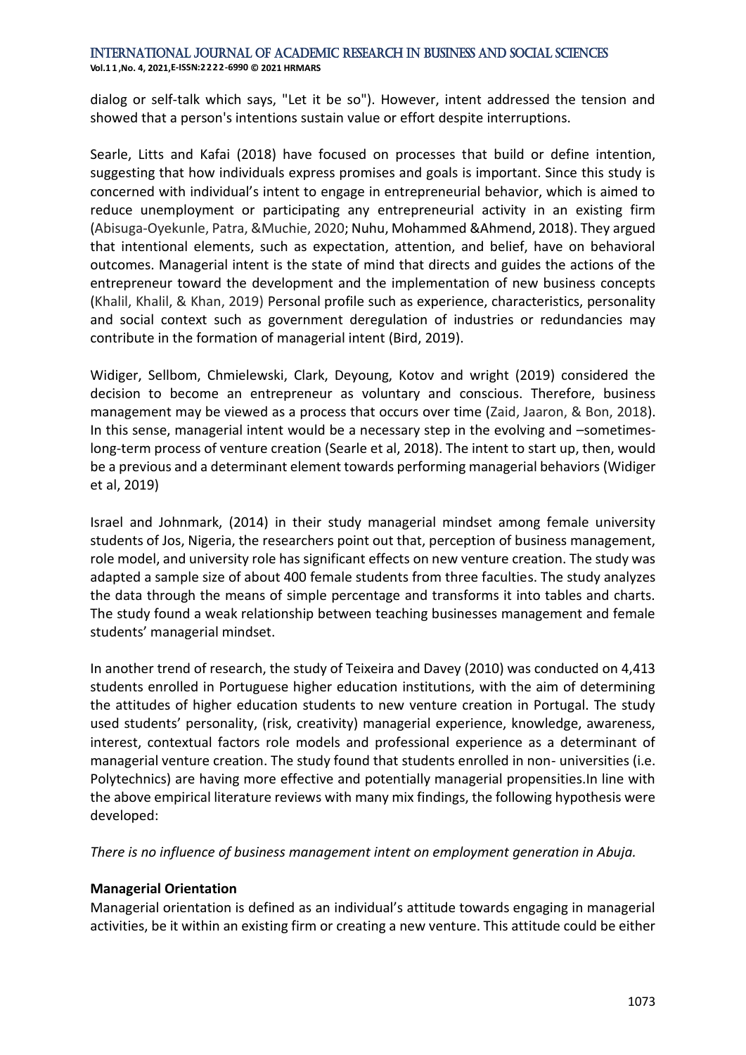dialog or self-talk which says, "Let it be so"). However, intent addressed the tension and showed that a person's intentions sustain value or effort despite interruptions.

Searle, Litts and Kafai (2018) have focused on processes that build or define intention, suggesting that how individuals express promises and goals is important. Since this study is concerned with individual's intent to engage in entrepreneurial behavior, which is aimed to reduce unemployment or participating any entrepreneurial activity in an existing firm (Abisuga-Oyekunle, Patra, &Muchie, 2020; Nuhu, Mohammed &Ahmend, 2018). They argued that intentional elements, such as expectation, attention, and belief, have on behavioral outcomes. Managerial intent is the state of mind that directs and guides the actions of the entrepreneur toward the development and the implementation of new business concepts (Khalil, Khalil, & Khan, 2019) Personal profile such as experience, characteristics, personality and social context such as government deregulation of industries or redundancies may contribute in the formation of managerial intent (Bird, 2019).

Widiger, Sellbom, Chmielewski, Clark, Deyoung, Kotov and wright (2019) considered the decision to become an entrepreneur as voluntary and conscious. Therefore, business management may be viewed as a process that occurs over time (Zaid, Jaaron, & Bon, 2018). In this sense, managerial intent would be a necessary step in the evolving and –sometimes-long-term process of venture creation (Searle et al, 2018). The intent to start up, then, would be a previous and a determinant element towards performing managerial behaviors (Widiger et al, 2019)

Israel and Johnmark, (2014) in their study managerial mindset among female university students of Jos, Nigeria, the researchers point out that, perception of business management, role model, and university role has significant effects on new venture creation. The study was adapted a sample size of about 400 female students from three faculties. The study analyzes the data through the means of simple percentage and transforms it into tables and charts. The study found a weak relationship between teaching businesses management and female students' managerial mindset.

In another trend of research, the study of Teixeira and Davey (2010) was conducted on 4,413 students enrolled in Portuguese higher education institutions, with the aim of determining the attitudes of higher education students to new venture creation in Portugal. The study used students' personality, (risk, creativity) managerial experience, knowledge, awareness, interest, contextual factors role models and professional experience as a determinant of managerial venture creation. The study found that students enrolled in non- universities (i.e. Polytechnics) are having more effective and potentially managerial propensities.In line with the above empirical literature reviews with many mix findings, the following hypothesis were developed:

*There is no influence of business management intent on employment generation in Abuja.*

**Managerial Orientation**

Managerial orientation is defined as an individual's attitude towards engaging in managerial activities, be it within an existing firm or creating a new venture. This attitude could be either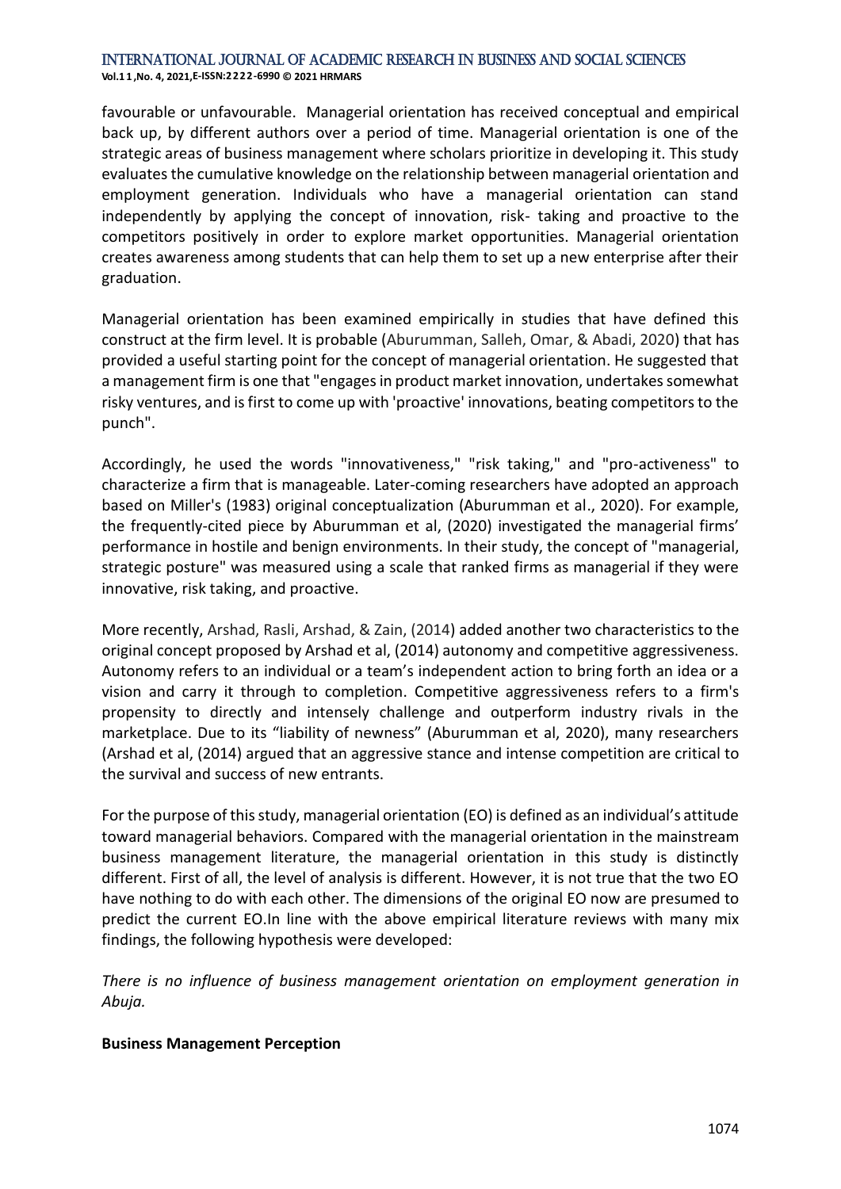favourable or unfavourable. Managerial orientation has received conceptual and empirical back up, by different authors over a period of time. Managerial orientation is one of the strategic areas of business management where scholars prioritize in developing it. This study evaluates the cumulative knowledge on the relationship between managerial orientation and employment generation. Individuals who have a managerial orientation can stand independently by applying the concept of innovation, risk- taking and proactive to the competitors positively in order to explore market opportunities. Managerial orientation creates awareness among students that can help them to set up a new enterprise after their graduation.

Managerial orientation has been examined empirically in studies that have defined this construct at the firm level. It is probable (Aburumman, Salleh, Omar, & Abadi, 2020) that has provided a useful starting point for the concept of managerial orientation. He suggested that a management firm is one that "engages in product market innovation, undertakes somewhat risky ventures, and is first to come up with 'proactive' innovations, beating competitors to the punch".

Accordingly, he used the words "innovativeness," "risk taking," and "pro-activeness" to characterize a firm that is manageable. Later-coming researchers have adopted an approach based on Miller's (1983) original conceptualization (Aburumman et al., 2020). For example, the frequently-cited piece by Aburumman et al, (2020) investigated the managerial firms' performance in hostile and benign environments. In their study, the concept of "managerial, strategic posture" was measured using a scale that ranked firms as managerial if they were innovative, risk taking, and proactive.

More recently, Arshad, Rasli, Arshad, & Zain, (2014) added another two characteristics to the original concept proposed by Arshad et al, (2014) autonomy and competitive aggressiveness. Autonomy refers to an individual or a team's independent action to bring forth an idea or a vision and carry it through to completion. Competitive aggressiveness refers to a firm's propensity to directly and intensely challenge and outperform industry rivals in the marketplace. Due to its "liability of newness" (Aburumman et al, 2020), many researchers (Arshad et al, (2014) argued that an aggressive stance and intense competition are critical to the survival and success of new entrants.

For the purpose of this study, managerial orientation (EO) is defined as an individual's attitude toward managerial behaviors. Compared with the managerial orientation in the mainstream business management literature, the managerial orientation in this study is distinctly different. First of all, the level of analysis is different. However, it is not true that the two EO have nothing to do with each other. The dimensions of the original EO now are presumed to predict the current EO.In line with the above empirical literature reviews with many mix findings, the following hypothesis were developed:

*There is no influence of business management orientation on employment generation in Abuja.*

**Business Management Perception**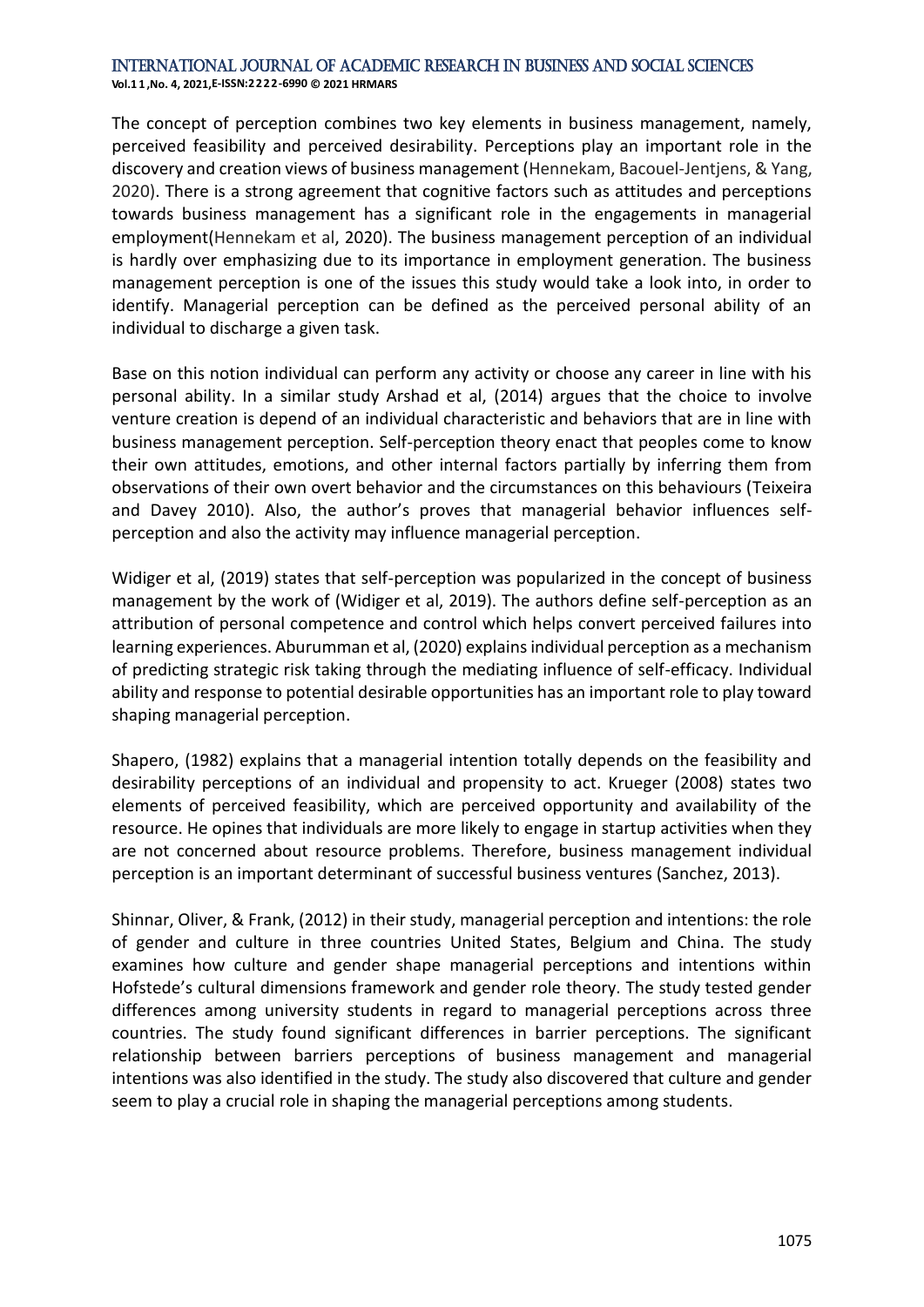The concept of perception combines two key elements in business management, namely, perceived feasibility and perceived desirability. Perceptions play an important role in the discovery and creation views of business management (Hennekam, Bacouel-Jentjens, & Yang, 2020). There is a strong agreement that cognitive factors such as attitudes and perceptions towards business management has a significant role in the engagements in managerial employment(Hennekam et al, 2020). The business management perception of an individual is hardly over emphasizing due to its importance in employment generation. The business management perception is one of the issues this study would take a look into, in order to identify. Managerial perception can be defined as the perceived personal ability of an individual to discharge a given task.

Base on this notion individual can perform any activity or choose any career in line with his personal ability. In a similar study Arshad et al, (2014) argues that the choice to involve venture creation is depend of an individual characteristic and behaviors that are in line with business management perception. Self-perception theory enact that peoples come to know their own attitudes, emotions, and other internal factors partially by inferring them from observations of their own overt behavior and the circumstances on this behaviours (Teixeira and Davey 2010). Also, the author's proves that managerial behavior influences self-perception and also the activity may influence managerial perception.

Widiger et al, (2019) states that self-perception was popularized in the concept of business management by the work of (Widiger et al, 2019). The authors define self-perception as an attribution of personal competence and control which helps convert perceived failures into learning experiences. Aburumman et al, (2020) explains individual perception as a mechanism of predicting strategic risk taking through the mediating influence of self-efficacy. Individual ability and response to potential desirable opportunities has an important role to play toward shaping managerial perception.

Shapero, (1982) explains that a managerial intention totally depends on the feasibility and desirability perceptions of an individual and propensity to act. Krueger (2008) states two elements of perceived feasibility, which are perceived opportunity and availability of the resource. He opines that individuals are more likely to engage in startup activities when they are not concerned about resource problems. Therefore, business management individual perception is an important determinant of successful business ventures (Sanchez, 2013).

Shinnar, Oliver, & Frank, (2012) in their study, managerial perception and intentions: the role of gender and culture in three countries United States, Belgium and China. The study examines how culture and gender shape managerial perceptions and intentions within Hofstede's cultural dimensions framework and gender role theory. The study tested gender differences among university students in regard to managerial perceptions across three countries. The study found significant differences in barrier perceptions. The significant relationship between barriers perceptions of business management and managerial intentions was also identified in the study. The study also discovered that culture and gender seem to play a crucial role in shaping the managerial perceptions among students.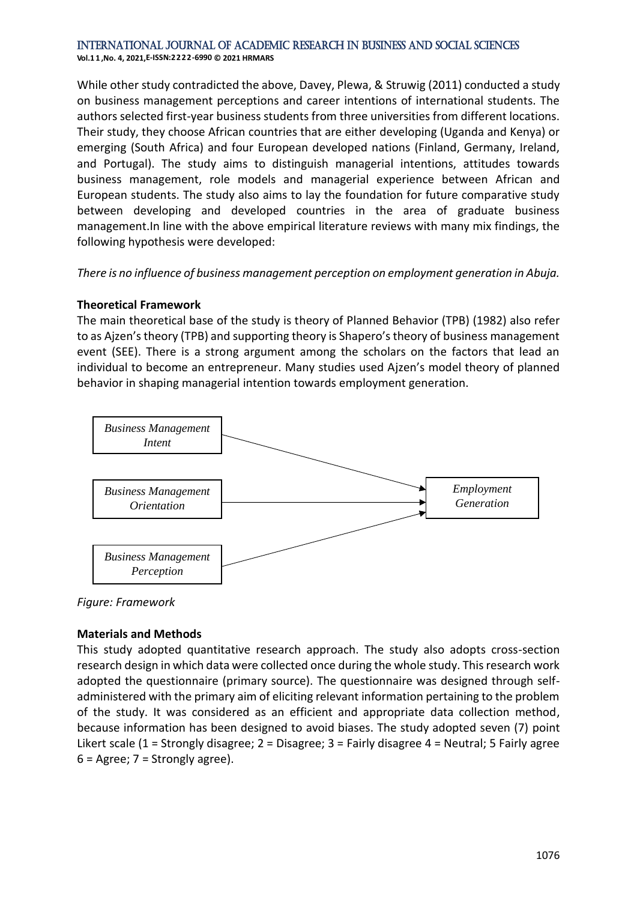While other study contradicted the above, Davey, Plewa, & Struwig (2011) conducted a study on business management perceptions and career intentions of international students. The authors selected first-year business students from three universities from different locations. Their study, they choose African countries that are either developing (Uganda and Kenya) or emerging (South Africa) and four European developed nations (Finland, Germany, Ireland, and Portugal). The study aims to distinguish managerial intentions, attitudes towards business management, role models and managerial experience between African and European students. The study also aims to lay the foundation for future comparative study between developing and developed countries in the area of graduate business management.In line with the above empirical literature reviews with many mix findings, the following hypothesis were developed:

*There is no influence of business management perception on employment generation in Abuja.*

**Theoretical Framework**

The main theoretical base of the study is theory of Planned Behavior (TPB) (1982) also refer to as Ajzen's theory (TPB) and supporting theory is Shapero's theory of business management event (SEE). There is a strong argument among the scholars on the factors that lead an individual to become an entrepreneur. Many studies used Ajzen's model theory of planned behavior in shaping managerial intention towards employment generation.

*Business Management Intent* → *Employment Generation*

*Business Management Orientation* → *Employment Generation*

*Business Management Perception* → *Employment Generation*

*Figure: Framework*

**Materials and Methods**

This study adopted quantitative research approach. The study also adopts cross-section research design in which data were collected once during the whole study. This research work adopted the questionnaire (primary source). The questionnaire was designed through self-administered with the primary aim of eliciting relevant information pertaining to the problem of the study. It was considered as an efficient and appropriate data collection method, because information has been designed to avoid biases. The study adopted seven (7) point Likert scale (1 = Strongly disagree; 2 = Disagree; 3 = Fairly disagree 4 = Neutral; 5 Fairly agree 6 = Agree; 7 = Strongly agree).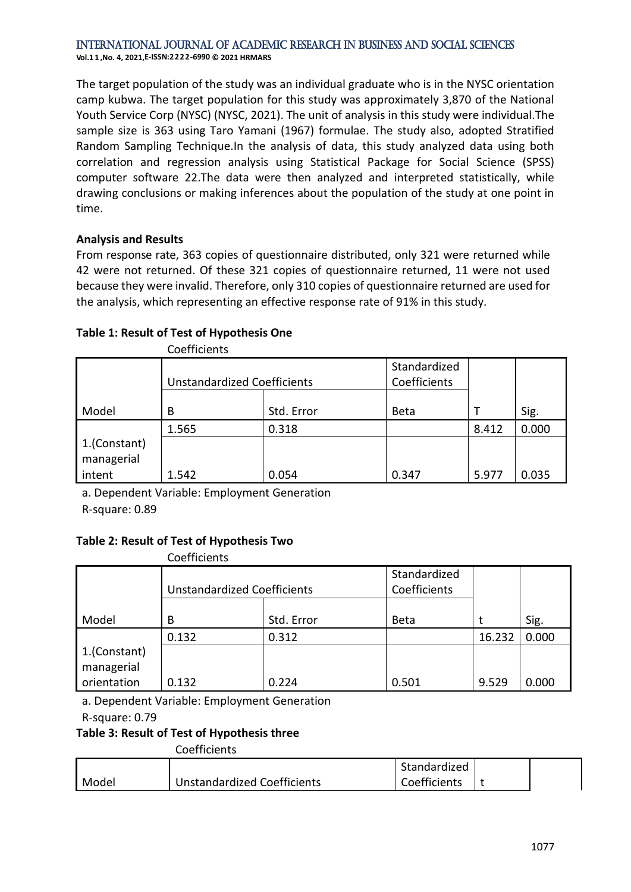The target population of the study was an individual graduate who is in the NYSC orientation camp kubwa. The target population for this study was approximately 3,870 of the National Youth Service Corp (NYSC) (NYSC, 2021). The unit of analysis in this study were individual.The sample size is 363 using Taro Yamani (1967) formulae. The study also, adopted Stratified Random Sampling Technique.In the analysis of data, this study analyzed data using both correlation and regression analysis using Statistical Package for Social Science (SPSS) computer software 22.The data were then analyzed and interpreted statistically, while drawing conclusions or making inferences about the population of the study at one point in time.

**Analysis and Results**

From response rate, 363 copies of questionnaire distributed, only 321 were returned while 42 were not returned. Of these 321 copies of questionnaire returned, 11 were not used because they were invalid. Therefore, only 310 copies of questionnaire returned are used for the analysis, which representing an effective response rate of 91% in this study.

**Table 1: Result of Test of Hypothesis One**

Coefficients

| Model | Unstandardized Coefficients | | Standardized Coefficients | | |
|---|---|---|---|---|---|
| | B | Std. Error | Beta | T | Sig. |
| 1.(Constant) | 1.565 | 0.318 | | 8.412 | 0.000 |
| managerial intent | 1.542 | 0.054 | 0.347 | 5.977 | 0.035 |

a. Dependent Variable: Employment Generation

R-square: 0.89

**Table 2: Result of Test of Hypothesis Two**

Coefficients

| Model | Unstandardized Coefficients | | Standardized Coefficients | | |
|---|---|---|---|---|---|
| | B | Std. Error | Beta | t | Sig. |
| 1.(Constant) | 0.132 | 0.312 | | 16.232 | 0.000 |
| managerial orientation | 0.132 | 0.224 | 0.501 | 9.529 | 0.000 |

a. Dependent Variable: Employment Generation

R-square: 0.79

**Table 3: Result of Test of Hypothesis three**

Coefficients

| Model | Unstandardized Coefficients | Standardized Coefficients | t | |
|---|---|---|---|---|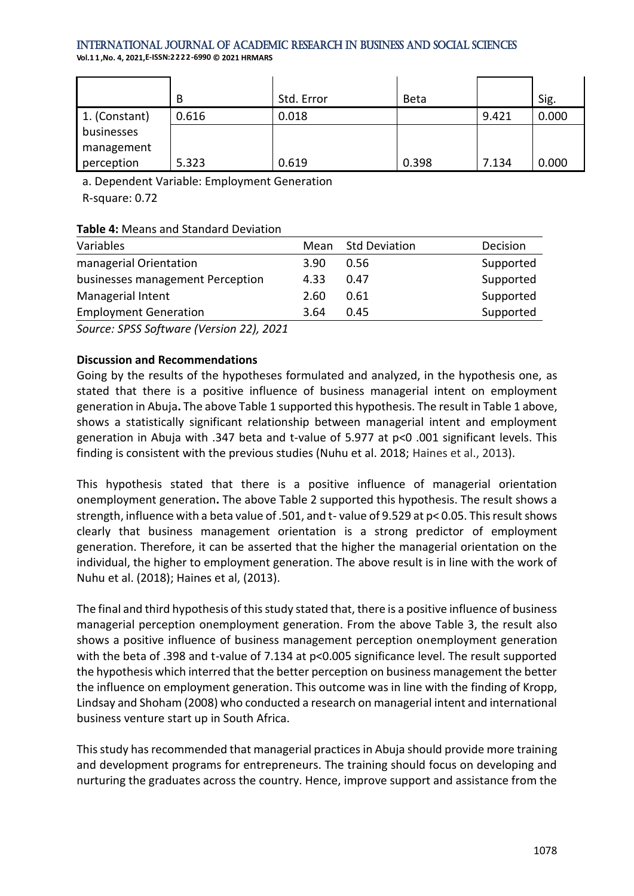| | B | Std. Error | Beta | | Sig. |
|---|---|---|---|---|---|
| 1. (Constant) | 0.616 | 0.018 | | 9.421 | 0.000 |
| businesses management perception | 5.323 | 0.619 | 0.398 | 7.134 | 0.000 |

a. Dependent Variable: Employment Generation

R-square: 0.72

**Table 4:** Means and Standard Deviation

| Variables | Mean | Std Deviation | Decision |
|---|---|---|---|
| managerial Orientation | 3.90 | 0.56 | Supported |
| businesses management Perception | 4.33 | 0.47 | Supported |
| Managerial Intent | 2.60 | 0.61 | Supported |
| Employment Generation | 3.64 | 0.45 | Supported |

*Source: SPSS Software (Version 22), 2021*

**Discussion and Recommendations**

Going by the results of the hypotheses formulated and analyzed, in the hypothesis one, as stated that there is a positive influence of business managerial intent on employment generation in Abuja**.** The above Table 1 supported this hypothesis. The result in Table 1 above, shows a statistically significant relationship between managerial intent and employment generation in Abuja with .347 beta and t-value of 5.977 at p<0 .001 significant levels. This finding is consistent with the previous studies (Nuhu et al. 2018; Haines et al., 2013).

This hypothesis stated that there is a positive influence of managerial orientation onemployment generation**.** The above Table 2 supported this hypothesis. The result shows a strength, influence with a beta value of .501, and t- value of 9.529 at p< 0.05. This result shows clearly that business management orientation is a strong predictor of employment generation. Therefore, it can be asserted that the higher the managerial orientation on the individual, the higher to employment generation. The above result is in line with the work of Nuhu et al. (2018); Haines et al, (2013).

The final and third hypothesis of this study stated that, there is a positive influence of business managerial perception onemployment generation. From the above Table 3, the result also shows a positive influence of business management perception onemployment generation with the beta of .398 and t-value of 7.134 at p<0.005 significance level. The result supported the hypothesis which interred that the better perception on business management the better the influence on employment generation. This outcome was in line with the finding of Kropp, Lindsay and Shoham (2008) who conducted a research on managerial intent and international business venture start up in South Africa.

This study has recommended that managerial practices in Abuja should provide more training and development programs for entrepreneurs. The training should focus on developing and nurturing the graduates across the country. Hence, improve support and assistance from the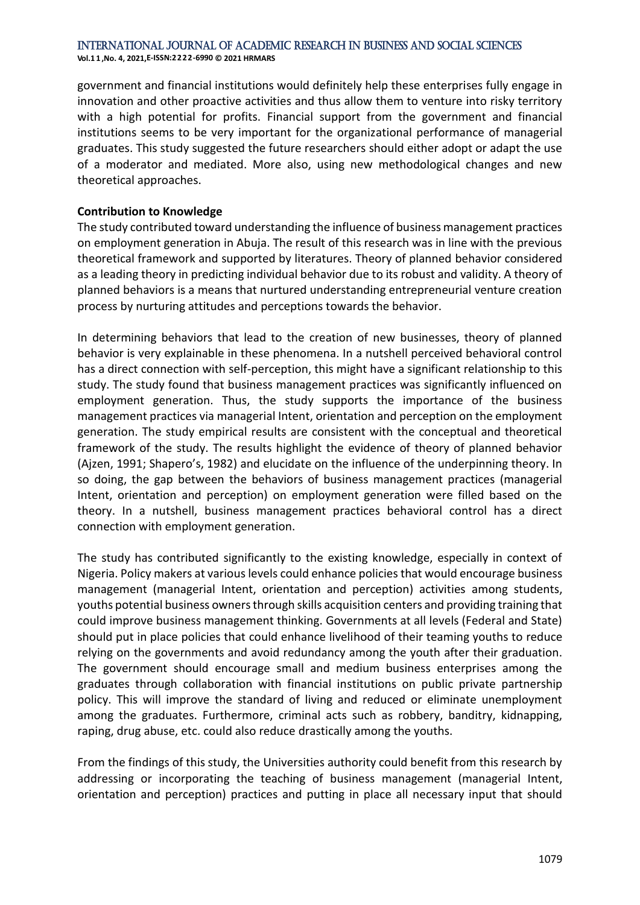government and financial institutions would definitely help these enterprises fully engage in innovation and other proactive activities and thus allow them to venture into risky territory with a high potential for profits. Financial support from the government and financial institutions seems to be very important for the organizational performance of managerial graduates. This study suggested the future researchers should either adopt or adapt the use of a moderator and mediated. More also, using new methodological changes and new theoretical approaches.

**Contribution to Knowledge**

The study contributed toward understanding the influence of business management practices on employment generation in Abuja. The result of this research was in line with the previous theoretical framework and supported by literatures. Theory of planned behavior considered as a leading theory in predicting individual behavior due to its robust and validity. A theory of planned behaviors is a means that nurtured understanding entrepreneurial venture creation process by nurturing attitudes and perceptions towards the behavior.

In determining behaviors that lead to the creation of new businesses, theory of planned behavior is very explainable in these phenomena. In a nutshell perceived behavioral control has a direct connection with self-perception, this might have a significant relationship to this study. The study found that business management practices was significantly influenced on employment generation. Thus, the study supports the importance of the business management practices via managerial Intent, orientation and perception on the employment generation. The study empirical results are consistent with the conceptual and theoretical framework of the study. The results highlight the evidence of theory of planned behavior (Ajzen, 1991; Shapero's, 1982) and elucidate on the influence of the underpinning theory. In so doing, the gap between the behaviors of business management practices (managerial Intent, orientation and perception) on employment generation were filled based on the theory. In a nutshell, business management practices behavioral control has a direct connection with employment generation.

The study has contributed significantly to the existing knowledge, especially in context of Nigeria. Policy makers at various levels could enhance policies that would encourage business management (managerial Intent, orientation and perception) activities among students, youths potential business owners through skills acquisition centers and providing training that could improve business management thinking. Governments at all levels (Federal and State) should put in place policies that could enhance livelihood of their teaming youths to reduce relying on the governments and avoid redundancy among the youth after their graduation. The government should encourage small and medium business enterprises among the graduates through collaboration with financial institutions on public private partnership policy. This will improve the standard of living and reduced or eliminate unemployment among the graduates. Furthermore, criminal acts such as robbery, banditry, kidnapping, raping, drug abuse, etc. could also reduce drastically among the youths.

From the findings of this study, the Universities authority could benefit from this research by addressing or incorporating the teaching of business management (managerial Intent, orientation and perception) practices and putting in place all necessary input that should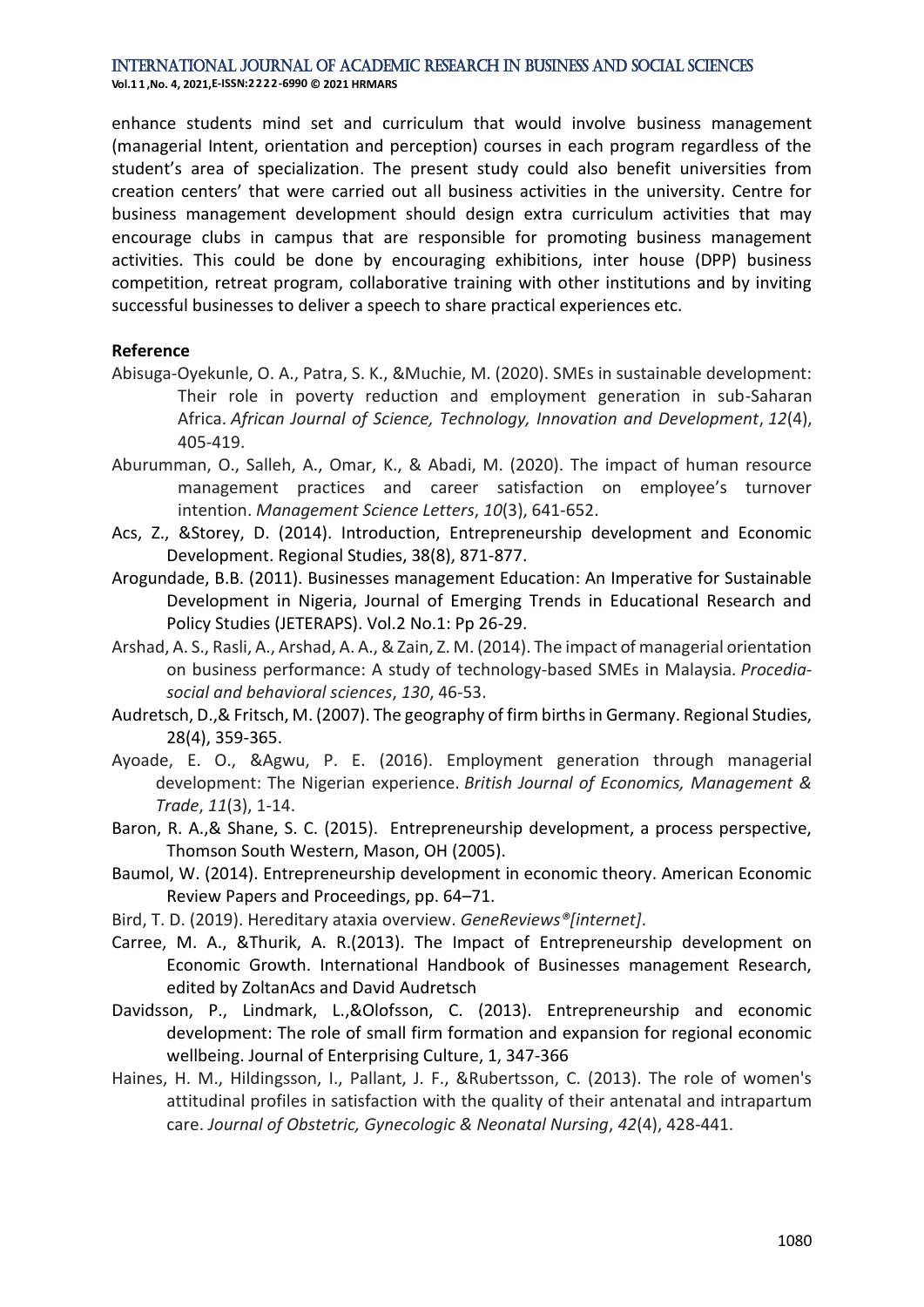enhance students mind set and curriculum that would involve business management (managerial Intent, orientation and perception) courses in each program regardless of the student's area of specialization. The present study could also benefit universities from creation centers' that were carried out all business activities in the university. Centre for business management development should design extra curriculum activities that may encourage clubs in campus that are responsible for promoting business management activities. This could be done by encouraging exhibitions, inter house (DPP) business competition, retreat program, collaborative training with other institutions and by inviting successful businesses to deliver a speech to share practical experiences etc.

**Reference**

Abisuga-Oyekunle, O. A., Patra, S. K., &Muchie, M. (2020). SMEs in sustainable development: Their role in poverty reduction and employment generation in sub-Saharan Africa. *African Journal of Science, Technology, Innovation and Development*, *12*(4), 405-419.

Aburumman, O., Salleh, A., Omar, K., & Abadi, M. (2020). The impact of human resource management practices and career satisfaction on employee's turnover intention. *Management Science Letters*, *10*(3), 641-652.

Acs, Z., &Storey, D. (2014). Introduction, Entrepreneurship development and Economic Development. Regional Studies, 38(8), 871-877.

Arogundade, B.B. (2011). Businesses management Education: An Imperative for Sustainable Development in Nigeria, Journal of Emerging Trends in Educational Research and Policy Studies (JETERAPS). Vol.2 No.1: Pp 26-29.

Arshad, A. S., Rasli, A., Arshad, A. A., & Zain, Z. M. (2014). The impact of managerial orientation on business performance: A study of technology-based SMEs in Malaysia. *Procedia-social and behavioral sciences*, *130*, 46-53.

Audretsch, D.,& Fritsch, M. (2007). The geography of firm births in Germany. Regional Studies, 28(4), 359-365.

Ayoade, E. O., &Agwu, P. E. (2016). Employment generation through managerial development: The Nigerian experience. *British Journal of Economics, Management & Trade*, *11*(3), 1-14.

Baron, R. A.,& Shane, S. C. (2015). Entrepreneurship development, a process perspective, Thomson South Western, Mason, OH (2005).

Baumol, W. (2014). Entrepreneurship development in economic theory. American Economic Review Papers and Proceedings, pp. 64–71.

Bird, T. D. (2019). Hereditary ataxia overview. *GeneReviews®[internet]*.

Carree, M. A., &Thurik, A. R.(2013). The Impact of Entrepreneurship development on Economic Growth. International Handbook of Businesses management Research, edited by ZoltanAcs and David Audretsch

Davidsson, P., Lindmark, L.,&Olofsson, C. (2013). Entrepreneurship and economic development: The role of small firm formation and expansion for regional economic wellbeing. Journal of Enterprising Culture, 1, 347-366

Haines, H. M., Hildingsson, I., Pallant, J. F., &Rubertsson, C. (2013). The role of women's attitudinal profiles in satisfaction with the quality of their antenatal and intrapartum care. *Journal of Obstetric, Gynecologic & Neonatal Nursing*, *42*(4), 428-441.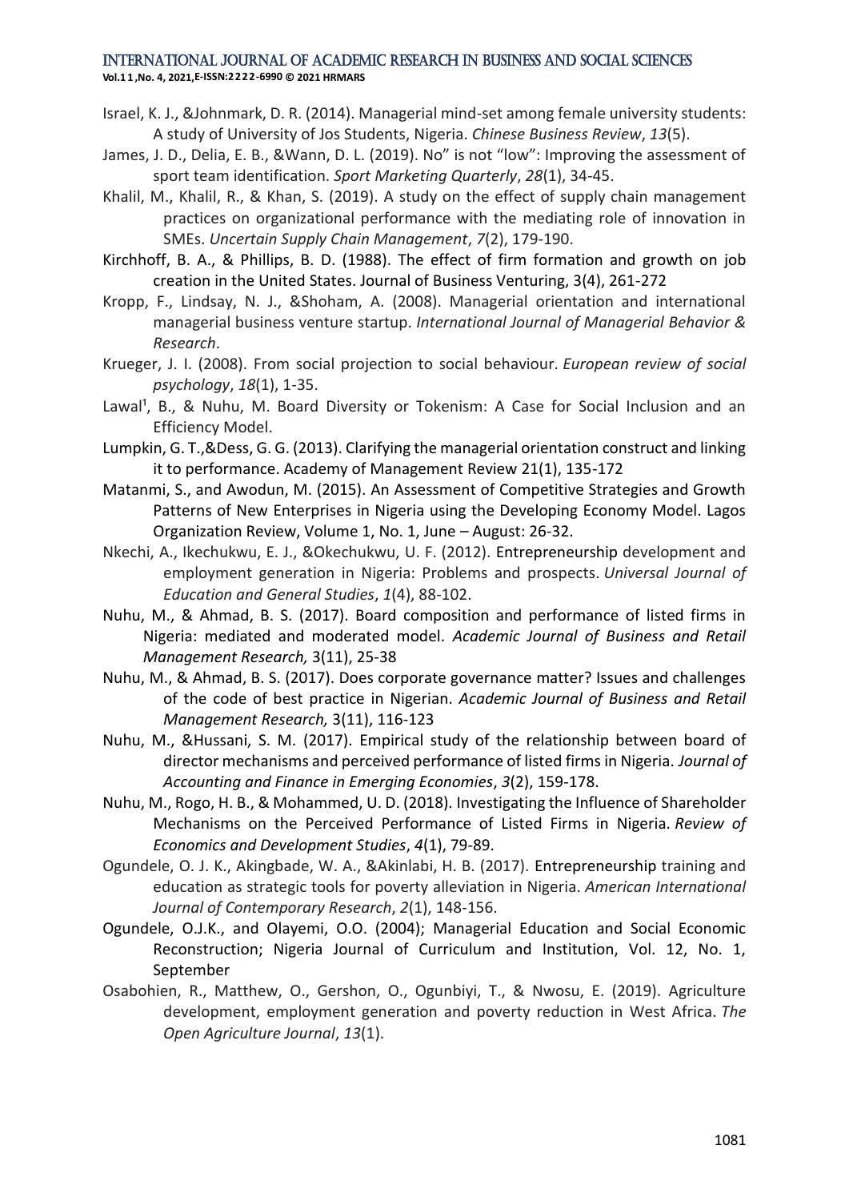Israel, K. J., &Johnmark, D. R. (2014). Managerial mind-set among female university students: A study of University of Jos Students, Nigeria. *Chinese Business Review*, *13*(5).

James, J. D., Delia, E. B., &Wann, D. L. (2019). No" is not "low": Improving the assessment of sport team identification. *Sport Marketing Quarterly*, *28*(1), 34-45.

Khalil, M., Khalil, R., & Khan, S. (2019). A study on the effect of supply chain management practices on organizational performance with the mediating role of innovation in SMEs. *Uncertain Supply Chain Management*, *7*(2), 179-190.

Kirchhoff, B. A., & Phillips, B. D. (1988). The effect of firm formation and growth on job creation in the United States. Journal of Business Venturing, 3(4), 261-272

Kropp, F., Lindsay, N. J., &Shoham, A. (2008). Managerial orientation and international managerial business venture startup. *International Journal of Managerial Behavior & Research*.

Krueger, J. I. (2008). From social projection to social behaviour. *European review of social psychology*, *18*(1), 1-35.

Lawal[1], B., & Nuhu, M. Board Diversity or Tokenism: A Case for Social Inclusion and an Efficiency Model.

Lumpkin, G. T.,&Dess, G. G. (2013). Clarifying the managerial orientation construct and linking it to performance. Academy of Management Review 21(1), 135-172

Matanmi, S., and Awodun, M. (2015). An Assessment of Competitive Strategies and Growth Patterns of New Enterprises in Nigeria using the Developing Economy Model. Lagos Organization Review, Volume 1, No. 1, June – August: 26-32.

Nkechi, A., Ikechukwu, E. J., &Okechukwu, U. F. (2012). Entrepreneurship development and employment generation in Nigeria: Problems and prospects. *Universal Journal of Education and General Studies*, *1*(4), 88-102.

Nuhu, M., & Ahmad, B. S. (2017). Board composition and performance of listed firms in Nigeria: mediated and moderated model. *Academic Journal of Business and Retail Management Research,* 3(11), 25-38

Nuhu, M., & Ahmad, B. S. (2017). Does corporate governance matter? Issues and challenges of the code of best practice in Nigerian. *Academic Journal of Business and Retail Management Research,* 3(11), 116-123

Nuhu, M., &Hussani, S. M. (2017). Empirical study of the relationship between board of director mechanisms and perceived performance of listed firms in Nigeria. *Journal of Accounting and Finance in Emerging Economies*, *3*(2), 159-178.

Nuhu, M., Rogo, H. B., & Mohammed, U. D. (2018). Investigating the Influence of Shareholder Mechanisms on the Perceived Performance of Listed Firms in Nigeria. *Review of Economics and Development Studies*, *4*(1), 79-89.

Ogundele, O. J. K., Akingbade, W. A., &Akinlabi, H. B. (2017). Entrepreneurship training and education as strategic tools for poverty alleviation in Nigeria. *American International Journal of Contemporary Research*, *2*(1), 148-156.

Ogundele, O.J.K., and Olayemi, O.O. (2004); Managerial Education and Social Economic Reconstruction; Nigeria Journal of Curriculum and Institution, Vol. 12, No. 1, September

Osabohien, R., Matthew, O., Gershon, O., Ogunbiyi, T., & Nwosu, E. (2019). Agriculture development, employment generation and poverty reduction in West Africa. *The Open Agriculture Journal*, *13*(1).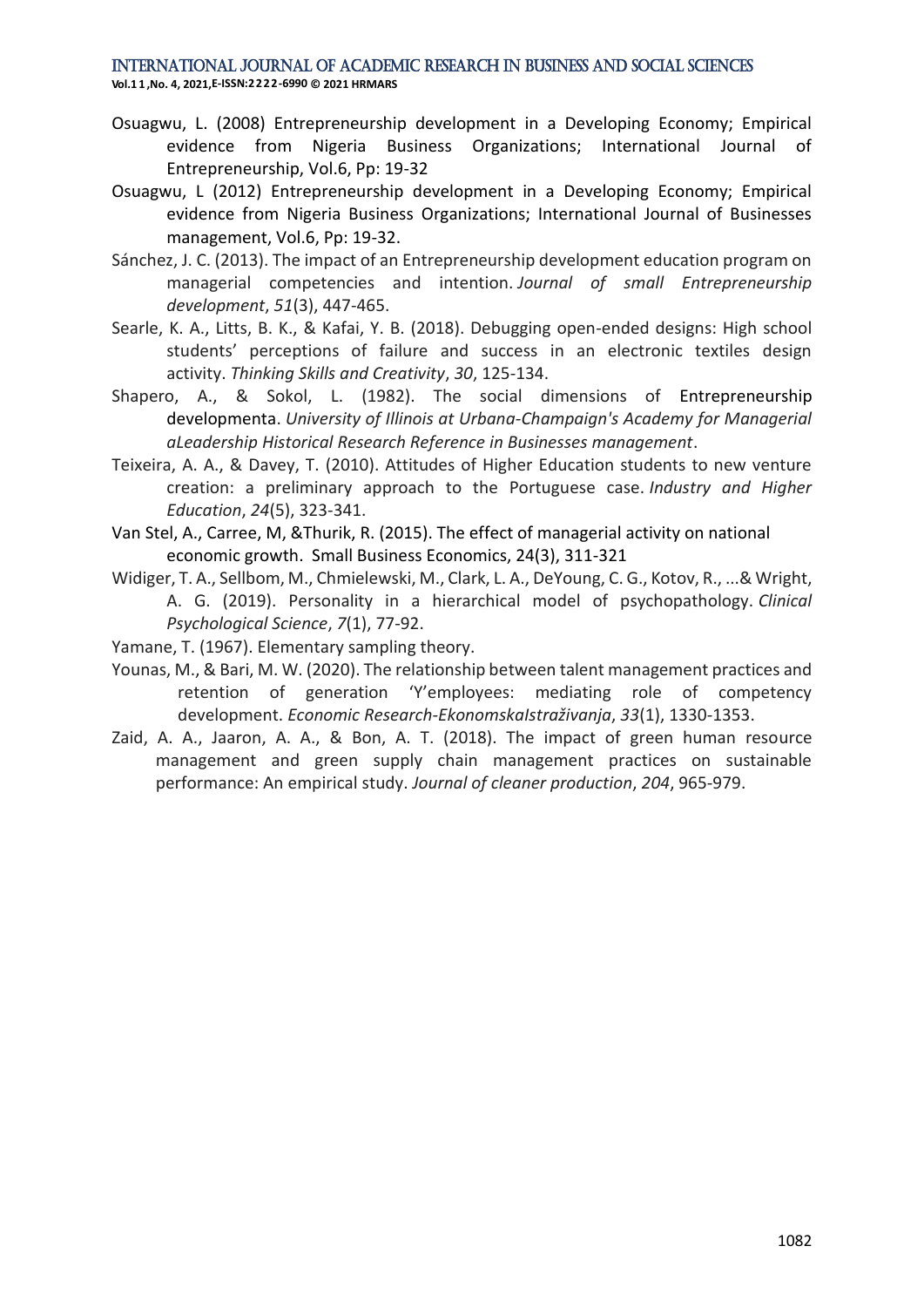Osuagwu, L. (2008) Entrepreneurship development in a Developing Economy; Empirical evidence from Nigeria Business Organizations; International Journal of Entrepreneurship, Vol.6, Pp: 19-32

Osuagwu, L (2012) Entrepreneurship development in a Developing Economy; Empirical evidence from Nigeria Business Organizations; International Journal of Businesses management, Vol.6, Pp: 19-32.

Sánchez, J. C. (2013). The impact of an Entrepreneurship development education program on managerial competencies and intention. *Journal of small Entrepreneurship development*, *51*(3), 447-465.

Searle, K. A., Litts, B. K., & Kafai, Y. B. (2018). Debugging open-ended designs: High school students' perceptions of failure and success in an electronic textiles design activity. *Thinking Skills and Creativity*, *30*, 125-134.

Shapero, A., & Sokol, L. (1982). The social dimensions of Entrepreneurship developmenta. *University of Illinois at Urbana-Champaign's Academy for Managerial aLeadership Historical Research Reference in Businesses management*.

Teixeira, A. A., & Davey, T. (2010). Attitudes of Higher Education students to new venture creation: a preliminary approach to the Portuguese case. *Industry and Higher Education*, *24*(5), 323-341.

Van Stel, A., Carree, M, &Thurik, R. (2015). The effect of managerial activity on national economic growth. Small Business Economics, 24(3), 311-321

Widiger, T. A., Sellbom, M., Chmielewski, M., Clark, L. A., DeYoung, C. G., Kotov, R., ...& Wright, A. G. (2019). Personality in a hierarchical model of psychopathology. *Clinical Psychological Science*, *7*(1), 77-92.

Yamane, T. (1967). Elementary sampling theory.

Younas, M., & Bari, M. W. (2020). The relationship between talent management practices and retention of generation 'Y'employees: mediating role of competency development. *Economic Research-EkonomskaIstraživanja*, *33*(1), 1330-1353.

Zaid, A. A., Jaaron, A. A., & Bon, A. T. (2018). The impact of green human resource management and green supply chain management practices on sustainable performance: An empirical study. *Journal of cleaner production*, *204*, 965-979.